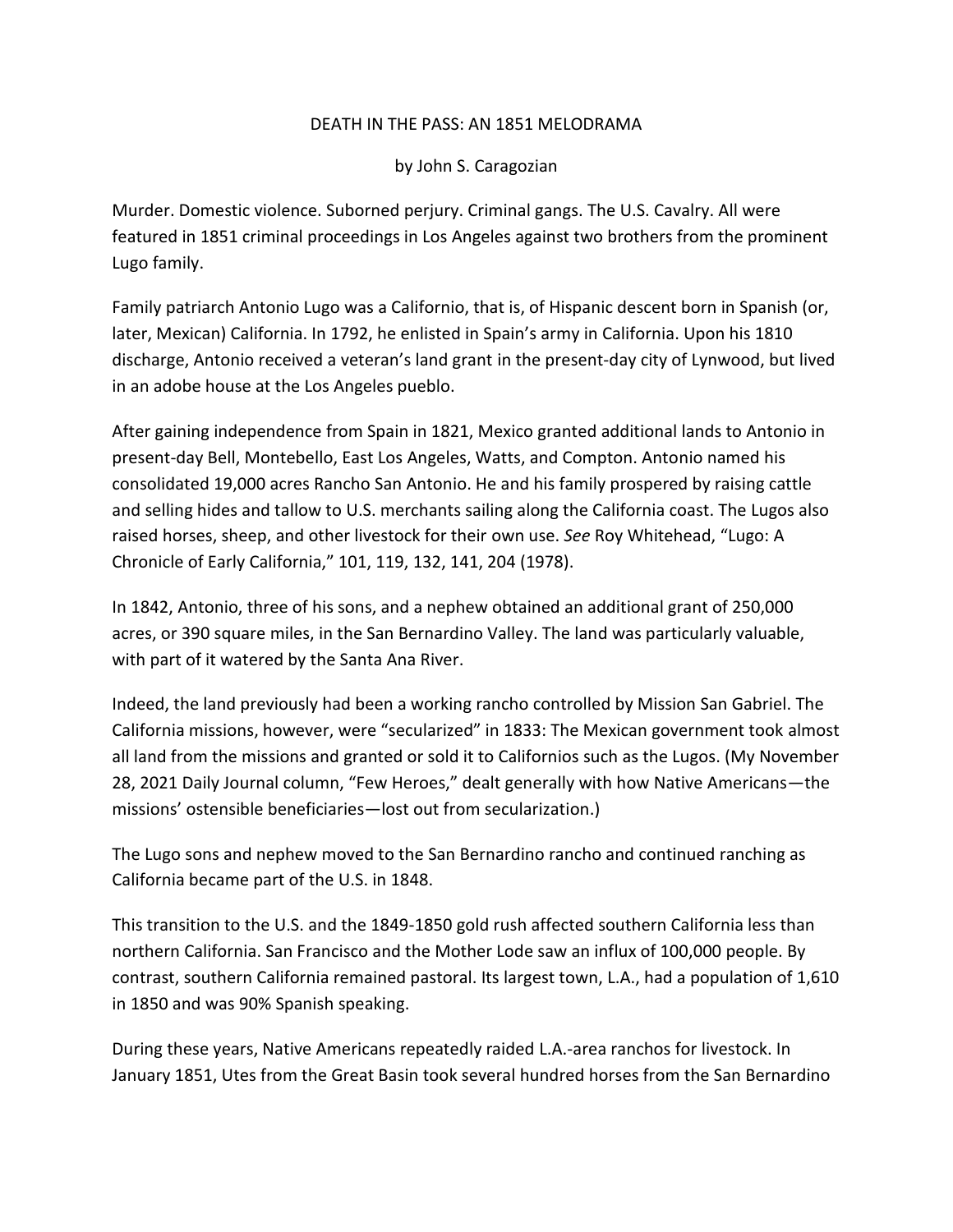# DEATH IN THE PASS: AN 1851 MELODRAMA

by John S. Caragozian

Murder. Domestic violence. Suborned perjury. Criminal gangs. The U.S. Cavalry. All were featured in 1851 criminal proceedings in Los Angeles against two brothers from the prominent Lugo family.

Family patriarch Antonio Lugo was a Californio, that is, of Hispanic descent born in Spanish (or, later, Mexican) California. In 1792, he enlisted in Spain's army in California. Upon his 1810 discharge, Antonio received a veteran's land grant in the present-day city of Lynwood, but lived in an adobe house at the Los Angeles pueblo.

After gaining independence from Spain in 1821, Mexico granted additional lands to Antonio in present-day Bell, Montebello, East Los Angeles, Watts, and Compton. Antonio named his consolidated 19,000 acres Rancho San Antonio. He and his family prospered by raising cattle and selling hides and tallow to U.S. merchants sailing along the California coast. The Lugos also raised horses, sheep, and other livestock for their own use. *See* Roy Whitehead, "Lugo: A Chronicle of Early California," 101, 119, 132, 141, 204 (1978).

In 1842, Antonio, three of his sons, and a nephew obtained an additional grant of 250,000 acres, or 390 square miles, in the San Bernardino Valley. The land was particularly valuable, with part of it watered by the Santa Ana River.

Indeed, the land previously had been a working rancho controlled by Mission San Gabriel. The California missions, however, were "secularized" in 1833: The Mexican government took almost all land from the missions and granted or sold it to Californios such as the Lugos. (My November 28, 2021 Daily Journal column, "Few Heroes," dealt generally with how Native Americans—the missions' ostensible beneficiaries—lost out from secularization.)

The Lugo sons and nephew moved to the San Bernardino rancho and continued ranching as California became part of the U.S. in 1848.

This transition to the U.S. and the 1849-1850 gold rush affected southern California less than northern California. San Francisco and the Mother Lode saw an influx of 100,000 people. By contrast, southern California remained pastoral. Its largest town, L.A., had a population of 1,610 in 1850 and was 90% Spanish speaking.

During these years, Native Americans repeatedly raided L.A.-area ranchos for livestock. In January 1851, Utes from the Great Basin took several hundred horses from the San Bernardino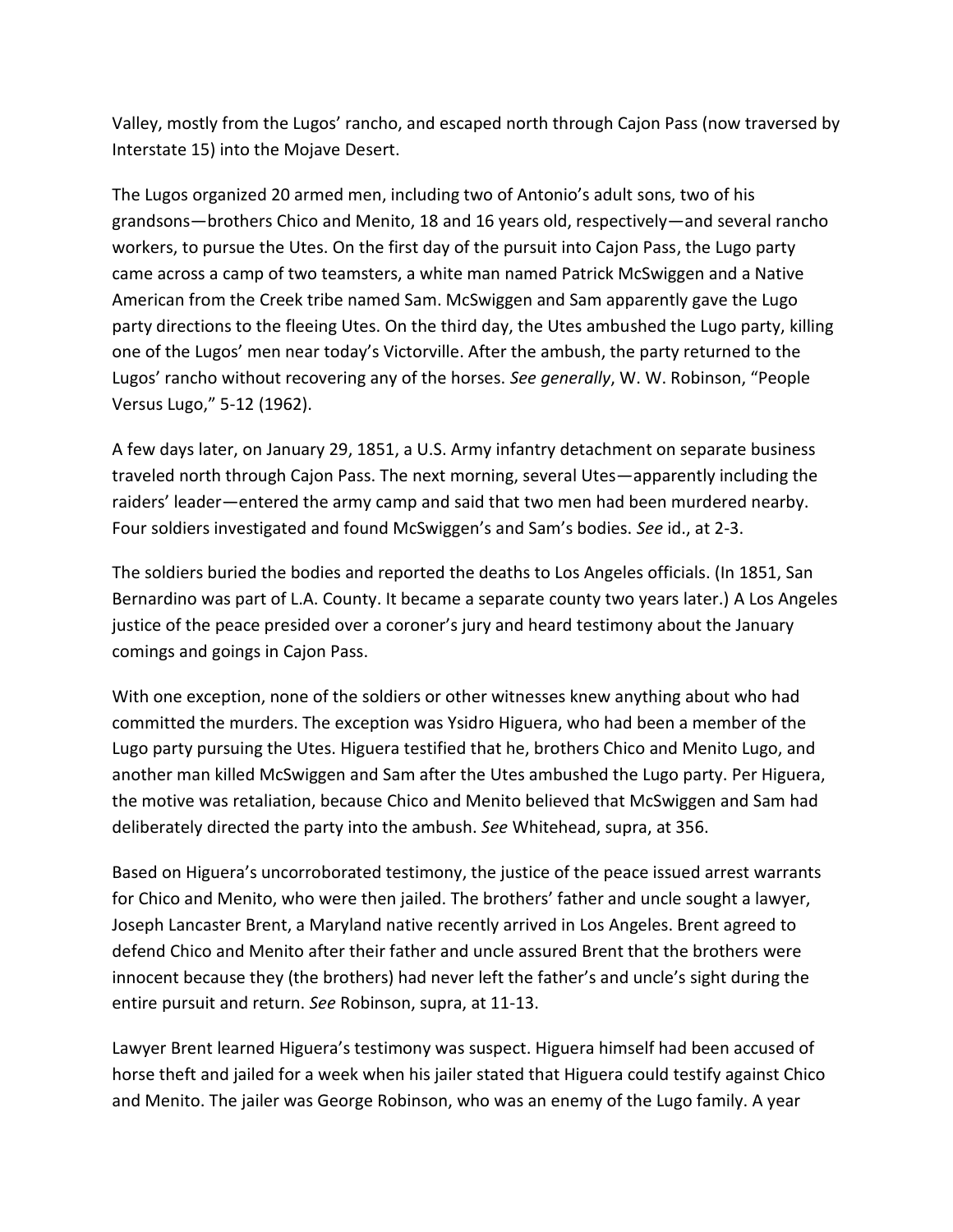Valley, mostly from the Lugos' rancho, and escaped north through Cajon Pass (now traversed by Interstate 15) into the Mojave Desert.

The Lugos organized 20 armed men, including two of Antonio's adult sons, two of his grandsons—brothers Chico and Menito, 18 and 16 years old, respectively—and several rancho workers, to pursue the Utes. On the first day of the pursuit into Cajon Pass, the Lugo party came across a camp of two teamsters, a white man named Patrick McSwiggen and a Native American from the Creek tribe named Sam. McSwiggen and Sam apparently gave the Lugo party directions to the fleeing Utes. On the third day, the Utes ambushed the Lugo party, killing one of the Lugos' men near today's Victorville. After the ambush, the party returned to the Lugos' rancho without recovering any of the horses. *See generally*, W. W. Robinson, "People Versus Lugo," 5-12 (1962).

A few days later, on January 29, 1851, a U.S. Army infantry detachment on separate business traveled north through Cajon Pass. The next morning, several Utes—apparently including the raiders' leader—entered the army camp and said that two men had been murdered nearby. Four soldiers investigated and found McSwiggen's and Sam's bodies. *See* id., at 2-3.

The soldiers buried the bodies and reported the deaths to Los Angeles officials. (In 1851, San Bernardino was part of L.A. County. It became a separate county two years later.) A Los Angeles justice of the peace presided over a coroner's jury and heard testimony about the January comings and goings in Cajon Pass.

With one exception, none of the soldiers or other witnesses knew anything about who had committed the murders. The exception was Ysidro Higuera, who had been a member of the Lugo party pursuing the Utes. Higuera testified that he, brothers Chico and Menito Lugo, and another man killed McSwiggen and Sam after the Utes ambushed the Lugo party. Per Higuera, the motive was retaliation, because Chico and Menito believed that McSwiggen and Sam had deliberately directed the party into the ambush. *See* Whitehead, supra, at 356.

Based on Higuera's uncorroborated testimony, the justice of the peace issued arrest warrants for Chico and Menito, who were then jailed. The brothers' father and uncle sought a lawyer, Joseph Lancaster Brent, a Maryland native recently arrived in Los Angeles. Brent agreed to defend Chico and Menito after their father and uncle assured Brent that the brothers were innocent because they (the brothers) had never left the father's and uncle's sight during the entire pursuit and return. *See* Robinson, supra, at 11-13.

Lawyer Brent learned Higuera's testimony was suspect. Higuera himself had been accused of horse theft and jailed for a week when his jailer stated that Higuera could testify against Chico and Menito. The jailer was George Robinson, who was an enemy of the Lugo family. A year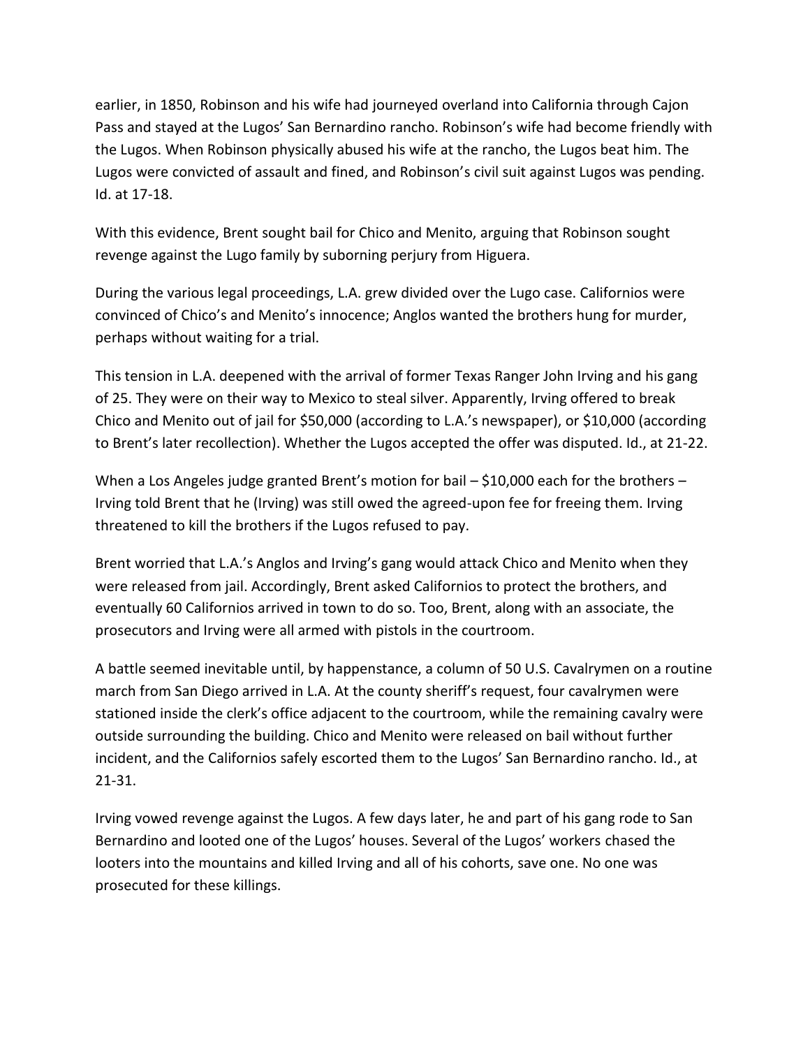earlier, in 1850, Robinson and his wife had journeyed overland into California through Cajon Pass and stayed at the Lugos' San Bernardino rancho. Robinson's wife had become friendly with the Lugos. When Robinson physically abused his wife at the rancho, the Lugos beat him. The Lugos were convicted of assault and fined, and Robinson's civil suit against Lugos was pending. Id. at 17-18.

With this evidence, Brent sought bail for Chico and Menito, arguing that Robinson sought revenge against the Lugo family by suborning perjury from Higuera.

During the various legal proceedings, L.A. grew divided over the Lugo case. Californios were convinced of Chico's and Menito's innocence; Anglos wanted the brothers hung for murder, perhaps without waiting for a trial.

This tension in L.A. deepened with the arrival of former Texas Ranger John Irving and his gang of 25. They were on their way to Mexico to steal silver. Apparently, Irving offered to break Chico and Menito out of jail for $50,000 (according to L.A.'s newspaper), or $10,000 (according to Brent's later recollection). Whether the Lugos accepted the offer was disputed. Id., at 21-22.

When a Los Angeles judge granted Brent's motion for bail – $10,000 each for the brothers – Irving told Brent that he (Irving) was still owed the agreed-upon fee for freeing them. Irving threatened to kill the brothers if the Lugos refused to pay.

Brent worried that L.A.'s Anglos and Irving's gang would attack Chico and Menito when they were released from jail. Accordingly, Brent asked Californios to protect the brothers, and eventually 60 Californios arrived in town to do so. Too, Brent, along with an associate, the prosecutors and Irving were all armed with pistols in the courtroom.

A battle seemed inevitable until, by happenstance, a column of 50 U.S. Cavalrymen on a routine march from San Diego arrived in L.A. At the county sheriff's request, four cavalrymen were stationed inside the clerk's office adjacent to the courtroom, while the remaining cavalry were outside surrounding the building. Chico and Menito were released on bail without further incident, and the Californios safely escorted them to the Lugos' San Bernardino rancho. Id., at 21-31.

Irving vowed revenge against the Lugos. A few days later, he and part of his gang rode to San Bernardino and looted one of the Lugos' houses. Several of the Lugos' workers chased the looters into the mountains and killed Irving and all of his cohorts, save one. No one was prosecuted for these killings.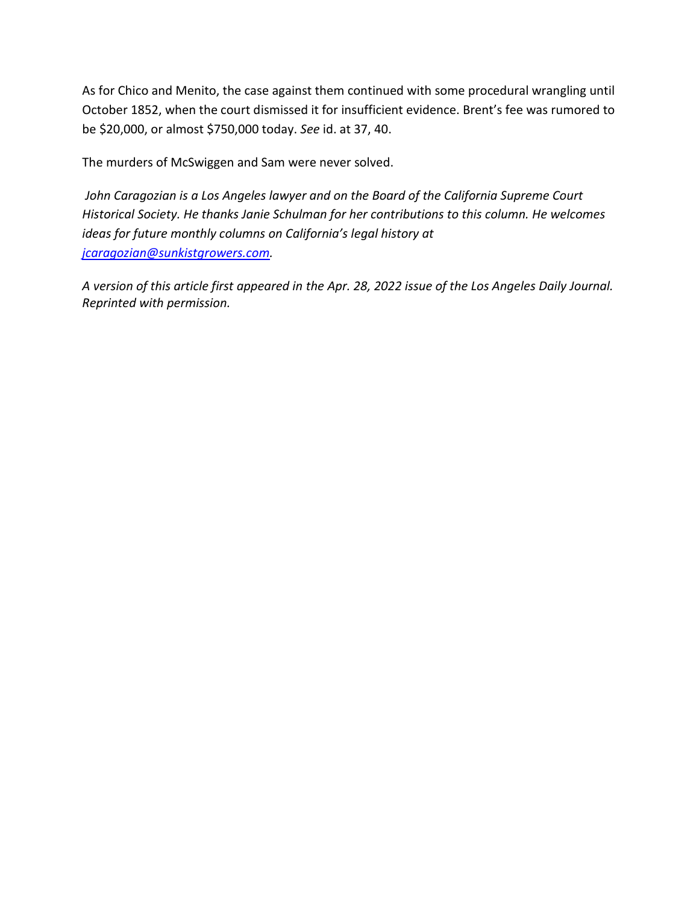As for Chico and Menito, the case against them continued with some procedural wrangling until October 1852, when the court dismissed it for insufficient evidence. Brent's fee was rumored to be $20,000, or almost $750,000 today. *See* id. at 37, 40.

The murders of McSwiggen and Sam were never solved.

*John Caragozian is a Los Angeles lawyer and on the Board of the California Supreme Court Historical Society. He thanks Janie Schulman for her contributions to this column. He welcomes ideas for future monthly columns on California's legal history at [jcaragozian@sunkistgrowers.com](mailto:jcaragozian@sunkistgrowers.com).*

*A version of this article first appeared in the Apr. 28, 2022 issue of the Los Angeles Daily Journal. Reprinted with permission.*